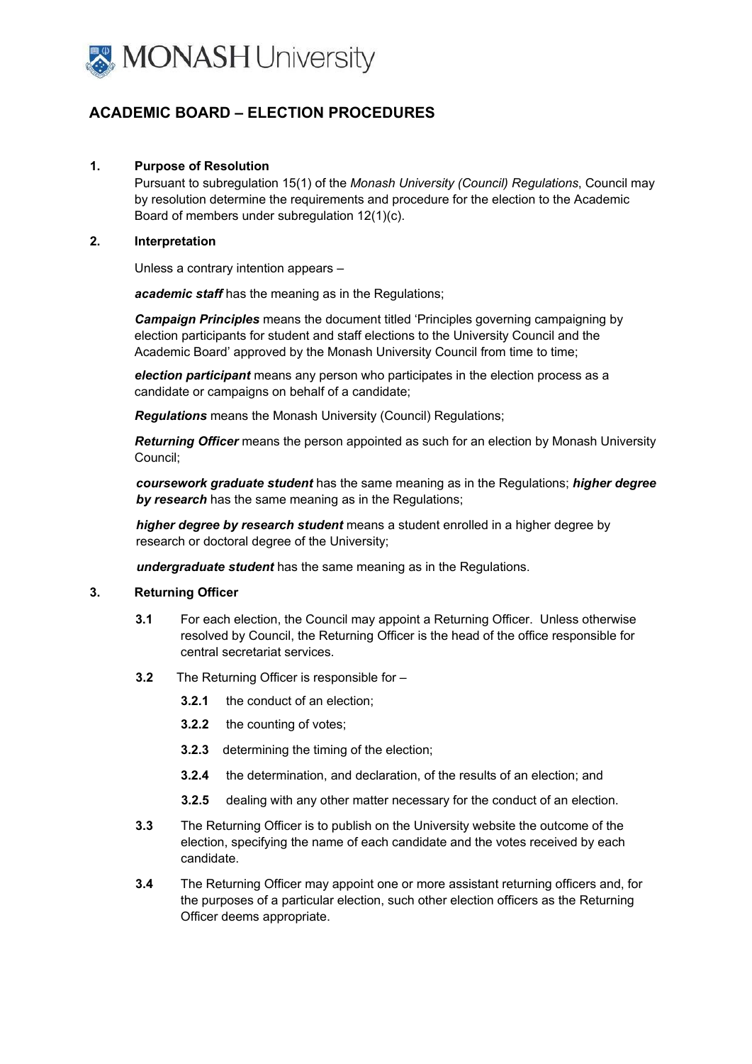# ACADEMIC BOARD – ELECTION PROCEDURES

## 1. Purpose of Resolution

Pursuant to subregulation 15(1) of the *Monash University (Council) Regulations*, Council may by resolution determine the requirements and procedure for the election to the Academic Board of members under subregulation 12(1)(c).

## 2. Interpretation

Unless a contrary intention appears –

***academic staff*** has the meaning as in the Regulations;

***Campaign Principles*** means the document titled 'Principles governing campaigning by election participants for student and staff elections to the University Council and the Academic Board' approved by the Monash University Council from time to time;

***election participant*** means any person who participates in the election process as a candidate or campaigns on behalf of a candidate;

***Regulations*** means the Monash University (Council) Regulations;

***Returning Officer*** means the person appointed as such for an election by Monash University Council;

***coursework graduate student*** has the same meaning as in the Regulations; ***higher degree by research*** has the same meaning as in the Regulations;

***higher degree by research student*** means a student enrolled in a higher degree by research or doctoral degree of the University;

***undergraduate student*** has the same meaning as in the Regulations.

## 3. Returning Officer

**3.1** For each election, the Council may appoint a Returning Officer. Unless otherwise resolved by Council, the Returning Officer is the head of the office responsible for central secretariat services.

**3.2** The Returning Officer is responsible for –

**3.2.1** the conduct of an election;

**3.2.2** the counting of votes;

**3.2.3** determining the timing of the election;

**3.2.4** the determination, and declaration, of the results of an election; and

**3.2.5** dealing with any other matter necessary for the conduct of an election.

**3.3** The Returning Officer is to publish on the University website the outcome of the election, specifying the name of each candidate and the votes received by each candidate.

**3.4** The Returning Officer may appoint one or more assistant returning officers and, for the purposes of a particular election, such other election officers as the Returning Officer deems appropriate.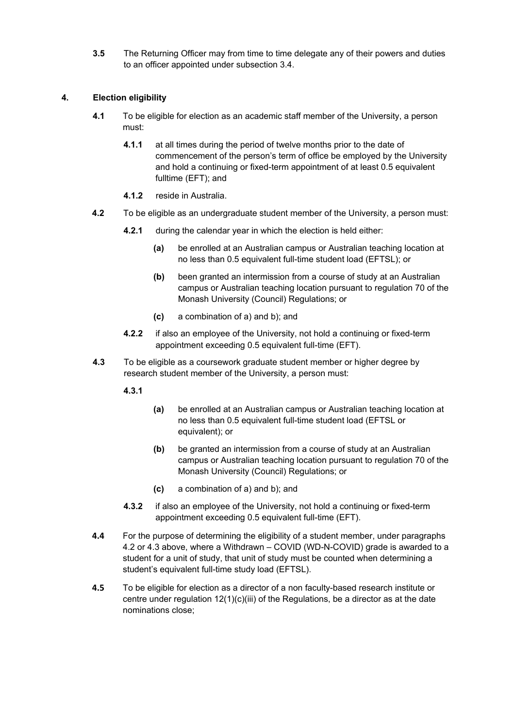**3.5** The Returning Officer may from time to time delegate any of their powers and duties to an officer appointed under subsection 3.4.

## 4. Election eligibility

**4.1** To be eligible for election as an academic staff member of the University, a person must:

- **4.1.1** at all times during the period of twelve months prior to the date of commencement of the person's term of office be employed by the University and hold a continuing or fixed-term appointment of at least 0.5 equivalent fulltime (EFT); and
- **4.1.2** reside in Australia.

**4.2** To be eligible as an undergraduate student member of the University, a person must:

- **4.2.1** during the calendar year in which the election is held either:
  - **(a)** be enrolled at an Australian campus or Australian teaching location at no less than 0.5 equivalent full-time student load (EFTSL); or
  - **(b)** been granted an intermission from a course of study at an Australian campus or Australian teaching location pursuant to regulation 70 of the Monash University (Council) Regulations; or
  - **(c)** a combination of a) and b); and
- **4.2.2** if also an employee of the University, not hold a continuing or fixed-term appointment exceeding 0.5 equivalent full-time (EFT).

**4.3** To be eligible as a coursework graduate student member or higher degree by research student member of the University, a person must:

- **4.3.1**
  - **(a)** be enrolled at an Australian campus or Australian teaching location at no less than 0.5 equivalent full-time student load (EFTSL or equivalent); or
  - **(b)** be granted an intermission from a course of study at an Australian campus or Australian teaching location pursuant to regulation 70 of the Monash University (Council) Regulations; or
  - **(c)** a combination of a) and b); and
- **4.3.2** if also an employee of the University, not hold a continuing or fixed-term appointment exceeding 0.5 equivalent full-time (EFT).

**4.4** For the purpose of determining the eligibility of a student member, under paragraphs 4.2 or 4.3 above, where a Withdrawn – COVID (WD-N-COVID) grade is awarded to a student for a unit of study, that unit of study must be counted when determining a student's equivalent full-time study load (EFTSL).

**4.5** To be eligible for election as a director of a non faculty-based research institute or centre under regulation 12(1)(c)(iii) of the Regulations, be a director as at the date nominations close;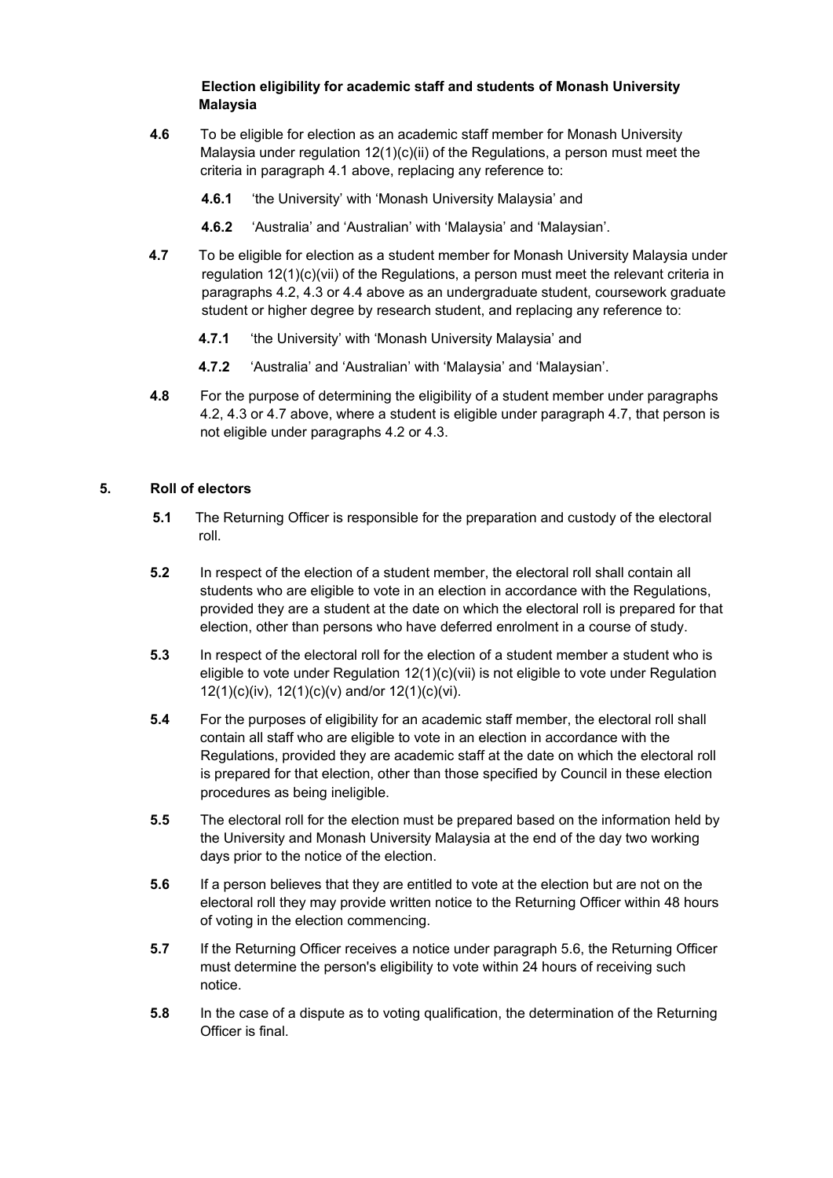**Election eligibility for academic staff and students of Monash University Malaysia**

**4.6** To be eligible for election as an academic staff member for Monash University Malaysia under regulation 12(1)(c)(ii) of the Regulations, a person must meet the criteria in paragraph 4.1 above, replacing any reference to:

**4.6.1** 'the University' with 'Monash University Malaysia' and

**4.6.2** 'Australia' and 'Australian' with 'Malaysia' and 'Malaysian'.

**4.7** To be eligible for election as a student member for Monash University Malaysia under regulation 12(1)(c)(vii) of the Regulations, a person must meet the relevant criteria in paragraphs 4.2, 4.3 or 4.4 above as an undergraduate student, coursework graduate student or higher degree by research student, and replacing any reference to:

**4.7.1** 'the University' with 'Monash University Malaysia' and

**4.7.2** 'Australia' and 'Australian' with 'Malaysia' and 'Malaysian'.

**4.8** For the purpose of determining the eligibility of a student member under paragraphs 4.2, 4.3 or 4.7 above, where a student is eligible under paragraph 4.7, that person is not eligible under paragraphs 4.2 or 4.3.

## 5. Roll of electors

**5.1** The Returning Officer is responsible for the preparation and custody of the electoral roll.

**5.2** In respect of the election of a student member, the electoral roll shall contain all students who are eligible to vote in an election in accordance with the Regulations, provided they are a student at the date on which the electoral roll is prepared for that election, other than persons who have deferred enrolment in a course of study.

**5.3** In respect of the electoral roll for the election of a student member a student who is eligible to vote under Regulation 12(1)(c)(vii) is not eligible to vote under Regulation 12(1)(c)(iv), 12(1)(c)(v) and/or 12(1)(c)(vi).

**5.4** For the purposes of eligibility for an academic staff member, the electoral roll shall contain all staff who are eligible to vote in an election in accordance with the Regulations, provided they are academic staff at the date on which the electoral roll is prepared for that election, other than those specified by Council in these election procedures as being ineligible.

**5.5** The electoral roll for the election must be prepared based on the information held by the University and Monash University Malaysia at the end of the day two working days prior to the notice of the election.

**5.6** If a person believes that they are entitled to vote at the election but are not on the electoral roll they may provide written notice to the Returning Officer within 48 hours of voting in the election commencing.

**5.7** If the Returning Officer receives a notice under paragraph 5.6, the Returning Officer must determine the person's eligibility to vote within 24 hours of receiving such notice.

**5.8** In the case of a dispute as to voting qualification, the determination of the Returning Officer is final.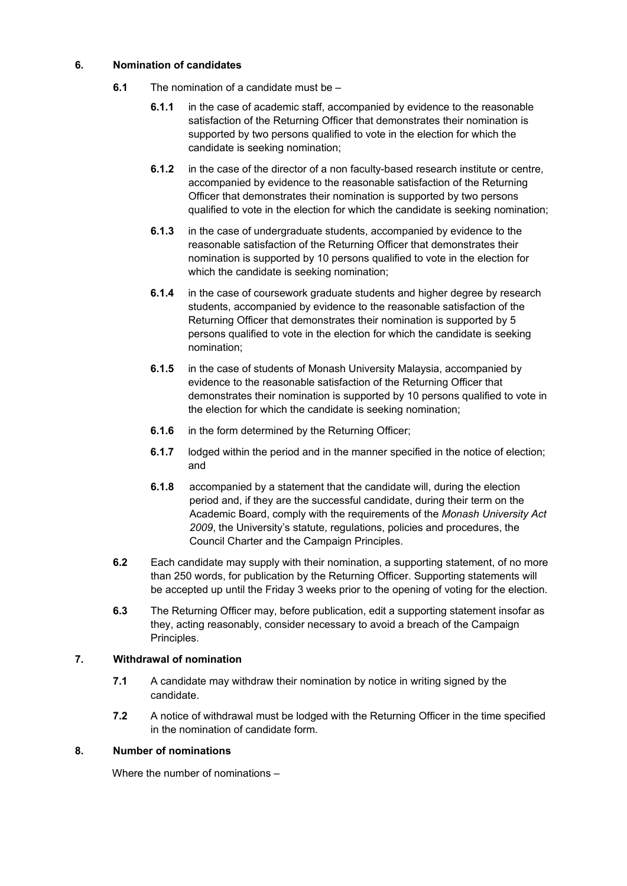## 6. Nomination of candidates

**6.1** The nomination of a candidate must be –

**6.1.1** in the case of academic staff, accompanied by evidence to the reasonable satisfaction of the Returning Officer that demonstrates their nomination is supported by two persons qualified to vote in the election for which the candidate is seeking nomination;

**6.1.2** in the case of the director of a non faculty-based research institute or centre, accompanied by evidence to the reasonable satisfaction of the Returning Officer that demonstrates their nomination is supported by two persons qualified to vote in the election for which the candidate is seeking nomination;

**6.1.3** in the case of undergraduate students, accompanied by evidence to the reasonable satisfaction of the Returning Officer that demonstrates their nomination is supported by 10 persons qualified to vote in the election for which the candidate is seeking nomination;

**6.1.4** in the case of coursework graduate students and higher degree by research students, accompanied by evidence to the reasonable satisfaction of the Returning Officer that demonstrates their nomination is supported by 5 persons qualified to vote in the election for which the candidate is seeking nomination;

**6.1.5** in the case of students of Monash University Malaysia, accompanied by evidence to the reasonable satisfaction of the Returning Officer that demonstrates their nomination is supported by 10 persons qualified to vote in the election for which the candidate is seeking nomination;

**6.1.6** in the form determined by the Returning Officer;

**6.1.7** lodged within the period and in the manner specified in the notice of election; and

**6.1.8** accompanied by a statement that the candidate will, during the election period and, if they are the successful candidate, during their term on the Academic Board, comply with the requirements of the *Monash University Act 2009*, the University's statute, regulations, policies and procedures, the Council Charter and the Campaign Principles.

**6.2** Each candidate may supply with their nomination, a supporting statement, of no more than 250 words, for publication by the Returning Officer. Supporting statements will be accepted up until the Friday 3 weeks prior to the opening of voting for the election.

**6.3** The Returning Officer may, before publication, edit a supporting statement insofar as they, acting reasonably, consider necessary to avoid a breach of the Campaign Principles.

## 7. Withdrawal of nomination

**7.1** A candidate may withdraw their nomination by notice in writing signed by the candidate.

**7.2** A notice of withdrawal must be lodged with the Returning Officer in the time specified in the nomination of candidate form.

## 8. Number of nominations

Where the number of nominations –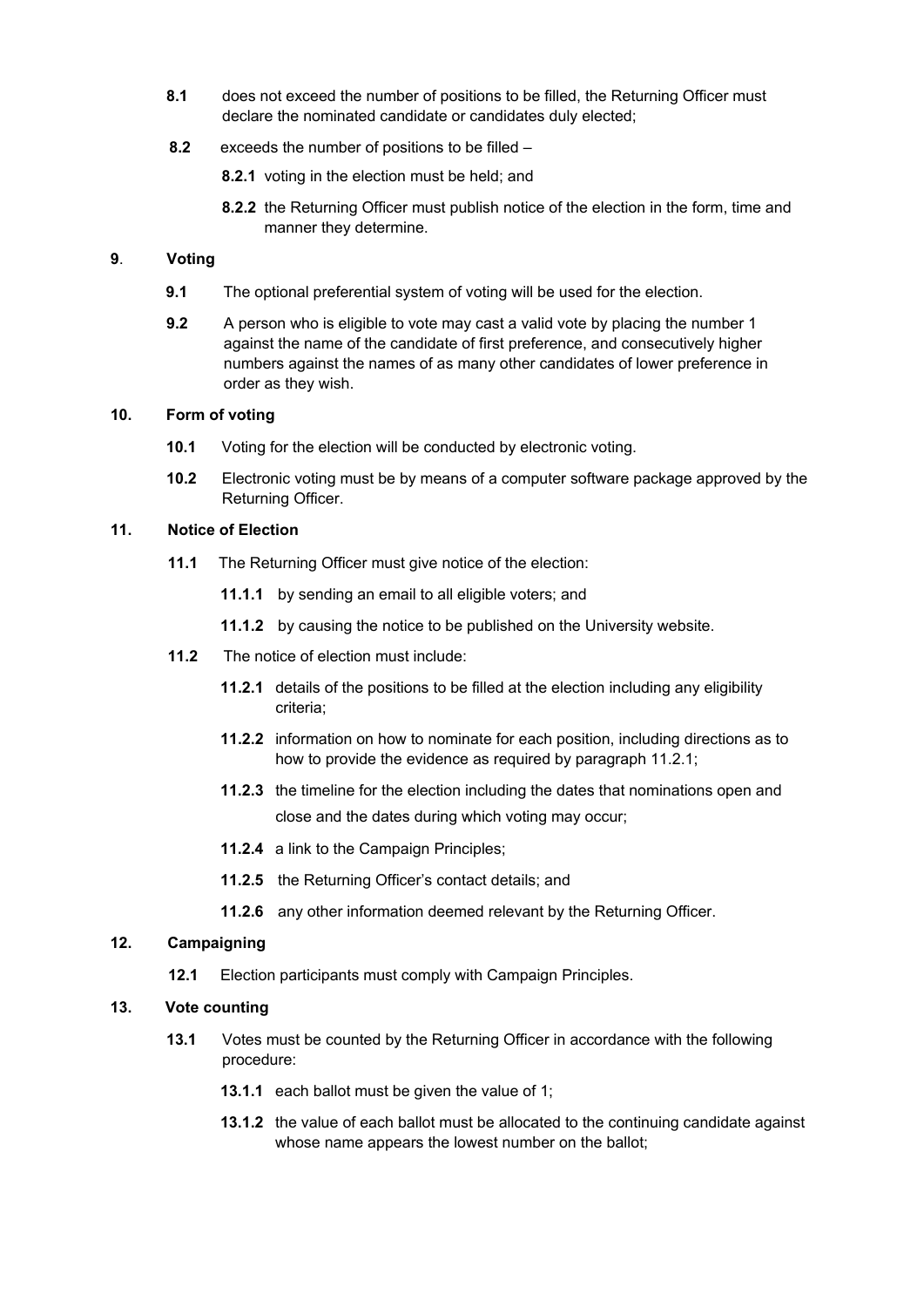**8.1** does not exceed the number of positions to be filled, the Returning Officer must declare the nominated candidate or candidates duly elected;

**8.2** exceeds the number of positions to be filled –

**8.2.1** voting in the election must be held; and

**8.2.2** the Returning Officer must publish notice of the election in the form, time and manner they determine.

## 9. Voting

**9.1** The optional preferential system of voting will be used for the election.

**9.2** A person who is eligible to vote may cast a valid vote by placing the number 1 against the name of the candidate of first preference, and consecutively higher numbers against the names of as many other candidates of lower preference in order as they wish.

## 10. Form of voting

**10.1** Voting for the election will be conducted by electronic voting.

**10.2** Electronic voting must be by means of a computer software package approved by the Returning Officer.

## 11. Notice of Election

**11.1** The Returning Officer must give notice of the election:

**11.1.1** by sending an email to all eligible voters; and

**11.1.2** by causing the notice to be published on the University website.

**11.2** The notice of election must include:

**11.2.1** details of the positions to be filled at the election including any eligibility criteria;

**11.2.2** information on how to nominate for each position, including directions as to how to provide the evidence as required by paragraph 11.2.1;

**11.2.3** the timeline for the election including the dates that nominations open and close and the dates during which voting may occur;

**11.2.4** a link to the Campaign Principles;

**11.2.5** the Returning Officer's contact details; and

**11.2.6** any other information deemed relevant by the Returning Officer.

## 12. Campaigning

**12.1** Election participants must comply with Campaign Principles.

## 13. Vote counting

**13.1** Votes must be counted by the Returning Officer in accordance with the following procedure:

**13.1.1** each ballot must be given the value of 1;

**13.1.2** the value of each ballot must be allocated to the continuing candidate against whose name appears the lowest number on the ballot;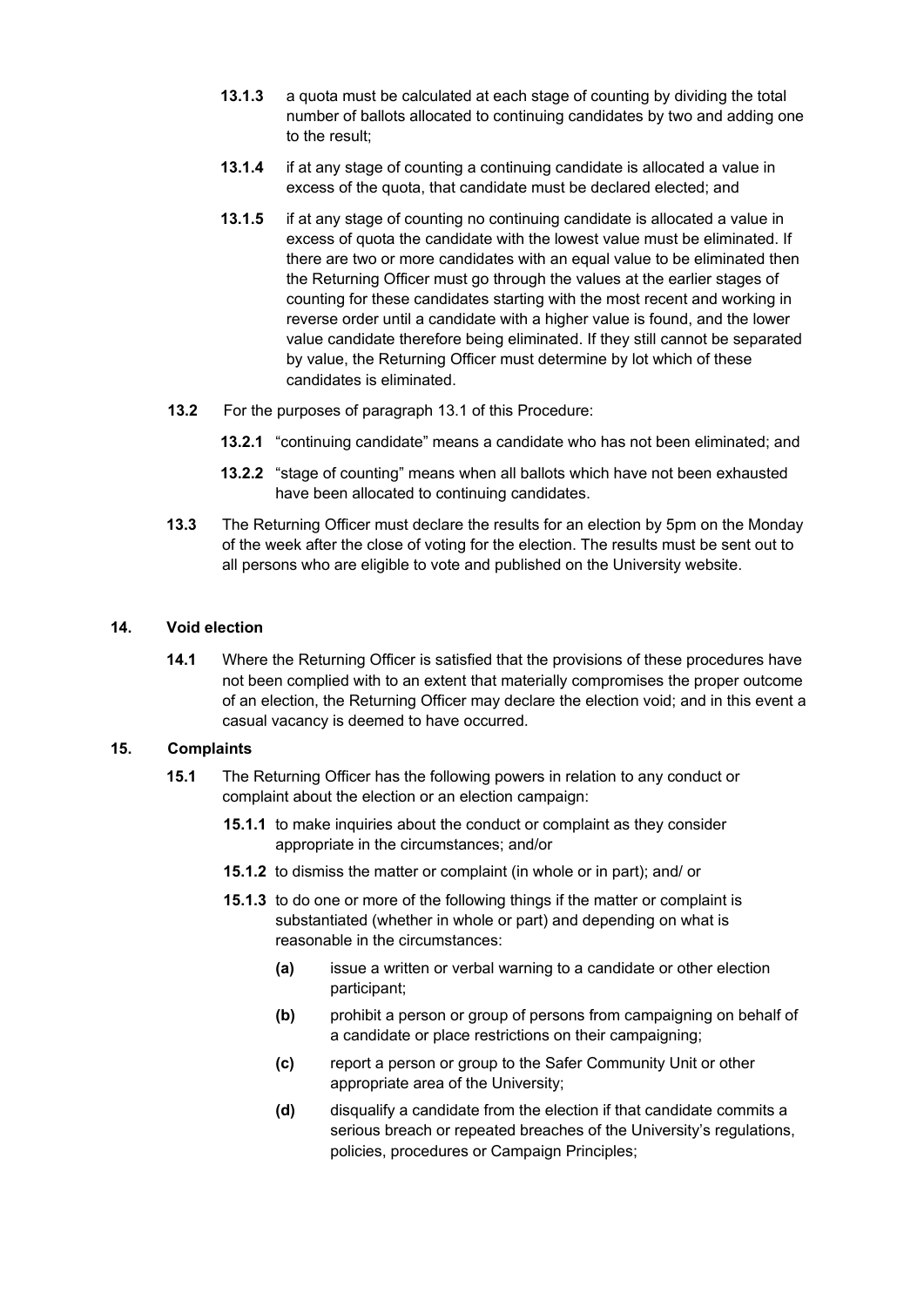**13.1.3** a quota must be calculated at each stage of counting by dividing the total number of ballots allocated to continuing candidates by two and adding one to the result;

**13.1.4** if at any stage of counting a continuing candidate is allocated a value in excess of the quota, that candidate must be declared elected; and

**13.1.5** if at any stage of counting no continuing candidate is allocated a value in excess of quota the candidate with the lowest value must be eliminated. If there are two or more candidates with an equal value to be eliminated then the Returning Officer must go through the values at the earlier stages of counting for these candidates starting with the most recent and working in reverse order until a candidate with a higher value is found, and the lower value candidate therefore being eliminated. If they still cannot be separated by value, the Returning Officer must determine by lot which of these candidates is eliminated.

**13.2** For the purposes of paragraph 13.1 of this Procedure:

**13.2.1** "continuing candidate" means a candidate who has not been eliminated; and

**13.2.2** "stage of counting" means when all ballots which have not been exhausted have been allocated to continuing candidates.

**13.3** The Returning Officer must declare the results for an election by 5pm on the Monday of the week after the close of voting for the election. The results must be sent out to all persons who are eligible to vote and published on the University website.

## 14. Void election

**14.1** Where the Returning Officer is satisfied that the provisions of these procedures have not been complied with to an extent that materially compromises the proper outcome of an election, the Returning Officer may declare the election void; and in this event a casual vacancy is deemed to have occurred.

## 15. Complaints

**15.1** The Returning Officer has the following powers in relation to any conduct or complaint about the election or an election campaign:

**15.1.1** to make inquiries about the conduct or complaint as they consider appropriate in the circumstances; and/or

**15.1.2** to dismiss the matter or complaint (in whole or in part); and/ or

**15.1.3** to do one or more of the following things if the matter or complaint is substantiated (whether in whole or part) and depending on what is reasonable in the circumstances:

**(a)** issue a written or verbal warning to a candidate or other election participant;

**(b)** prohibit a person or group of persons from campaigning on behalf of a candidate or place restrictions on their campaigning;

**(c)** report a person or group to the Safer Community Unit or other appropriate area of the University;

**(d)** disqualify a candidate from the election if that candidate commits a serious breach or repeated breaches of the University's regulations, policies, procedures or Campaign Principles;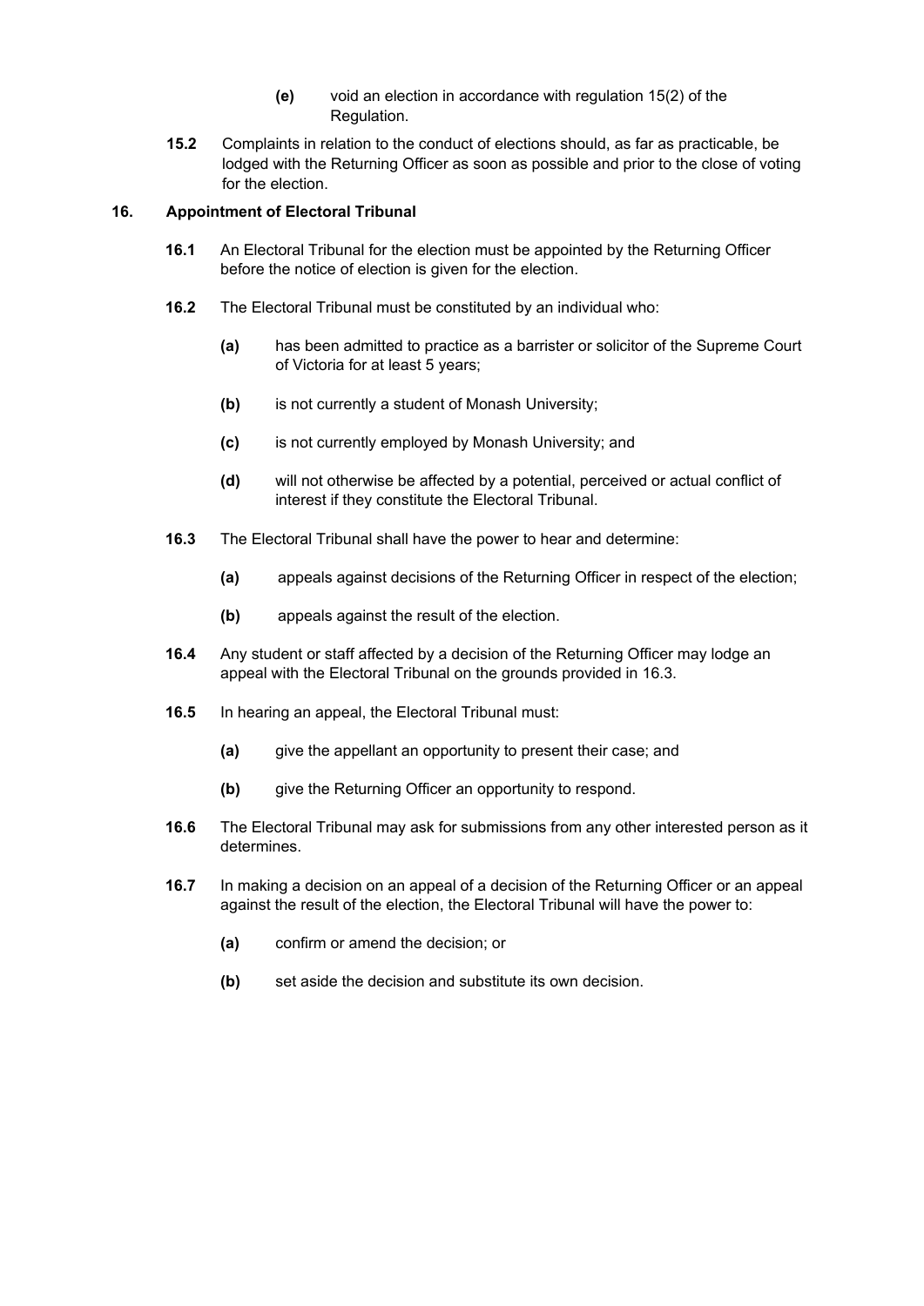**(e)** void an election in accordance with regulation 15(2) of the Regulation.

**15.2** Complaints in relation to the conduct of elections should, as far as practicable, be lodged with the Returning Officer as soon as possible and prior to the close of voting for the election.

## 16. Appointment of Electoral Tribunal

**16.1** An Electoral Tribunal for the election must be appointed by the Returning Officer before the notice of election is given for the election.

**16.2** The Electoral Tribunal must be constituted by an individual who:

**(a)** has been admitted to practice as a barrister or solicitor of the Supreme Court of Victoria for at least 5 years;

**(b)** is not currently a student of Monash University;

**(c)** is not currently employed by Monash University; and

**(d)** will not otherwise be affected by a potential, perceived or actual conflict of interest if they constitute the Electoral Tribunal.

**16.3** The Electoral Tribunal shall have the power to hear and determine:

**(a)** appeals against decisions of the Returning Officer in respect of the election;

**(b)** appeals against the result of the election.

**16.4** Any student or staff affected by a decision of the Returning Officer may lodge an appeal with the Electoral Tribunal on the grounds provided in 16.3.

**16.5** In hearing an appeal, the Electoral Tribunal must:

**(a)** give the appellant an opportunity to present their case; and

**(b)** give the Returning Officer an opportunity to respond.

**16.6** The Electoral Tribunal may ask for submissions from any other interested person as it determines.

**16.7** In making a decision on an appeal of a decision of the Returning Officer or an appeal against the result of the election, the Electoral Tribunal will have the power to:

**(a)** confirm or amend the decision; or

**(b)** set aside the decision and substitute its own decision.